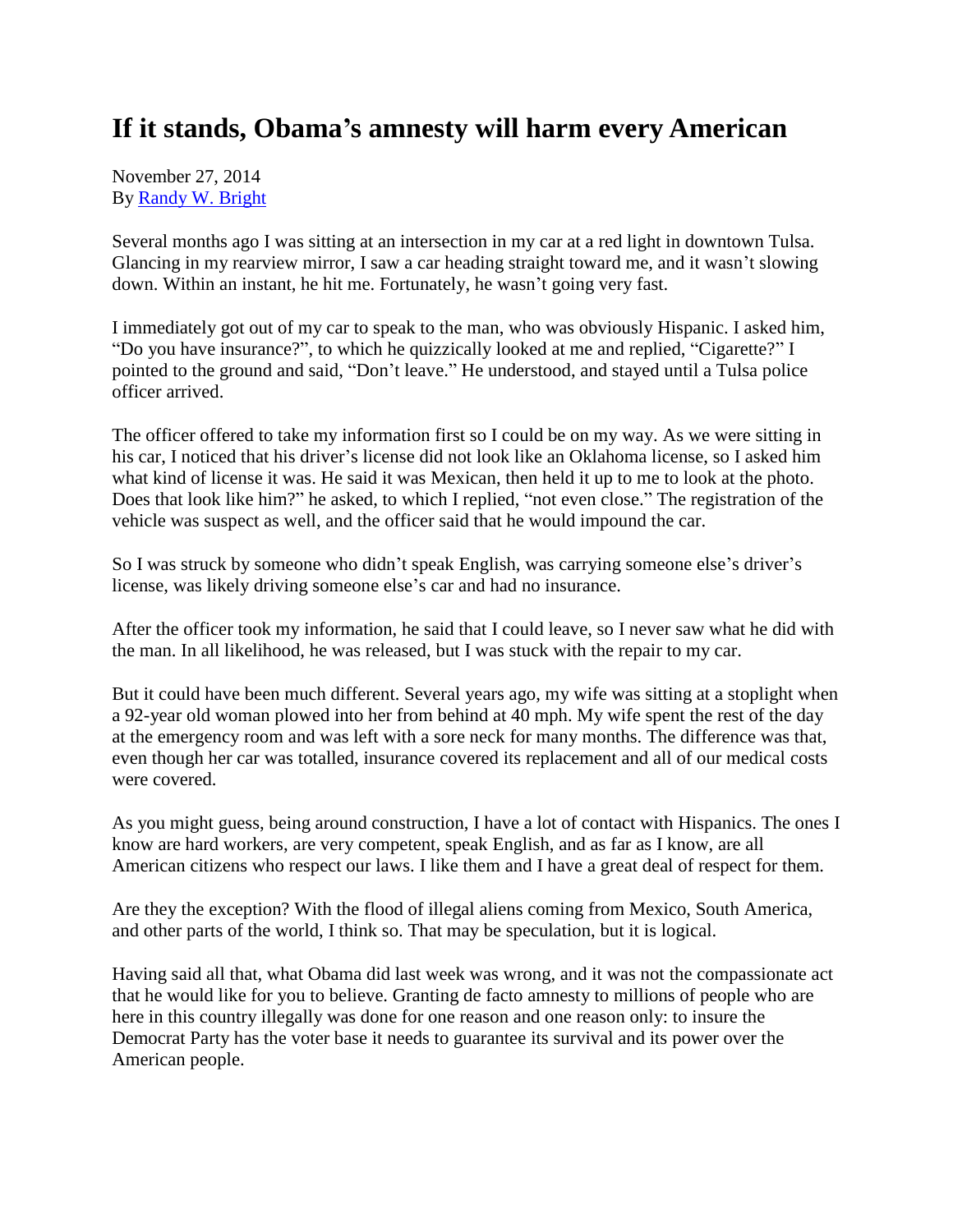# If it stands, Obama's amnesty will harm every American

November 27, 2014
By Randy W. Bright

Several months ago I was sitting at an intersection in my car at a red light in downtown Tulsa. Glancing in my rearview mirror, I saw a car heading straight toward me, and it wasn't slowing down. Within an instant, he hit me. Fortunately, he wasn't going very fast.

I immediately got out of my car to speak to the man, who was obviously Hispanic. I asked him, "Do you have insurance?", to which he quizzically looked at me and replied, "Cigarette?" I pointed to the ground and said, "Don't leave." He understood, and stayed until a Tulsa police officer arrived.

The officer offered to take my information first so I could be on my way. As we were sitting in his car, I noticed that his driver's license did not look like an Oklahoma license, so I asked him what kind of license it was. He said it was Mexican, then held it up to me to look at the photo. Does that look like him?" he asked, to which I replied, "not even close." The registration of the vehicle was suspect as well, and the officer said that he would impound the car.

So I was struck by someone who didn't speak English, was carrying someone else's driver's license, was likely driving someone else's car and had no insurance.

After the officer took my information, he said that I could leave, so I never saw what he did with the man. In all likelihood, he was released, but I was stuck with the repair to my car.

But it could have been much different. Several years ago, my wife was sitting at a stoplight when a 92-year old woman plowed into her from behind at 40 mph. My wife spent the rest of the day at the emergency room and was left with a sore neck for many months. The difference was that, even though her car was totalled, insurance covered its replacement and all of our medical costs were covered.

As you might guess, being around construction, I have a lot of contact with Hispanics. The ones I know are hard workers, are very competent, speak English, and as far as I know, are all American citizens who respect our laws. I like them and I have a great deal of respect for them.

Are they the exception? With the flood of illegal aliens coming from Mexico, South America, and other parts of the world, I think so. That may be speculation, but it is logical.

Having said all that, what Obama did last week was wrong, and it was not the compassionate act that he would like for you to believe. Granting de facto amnesty to millions of people who are here in this country illegally was done for one reason and one reason only: to insure the Democrat Party has the voter base it needs to guarantee its survival and its power over the American people.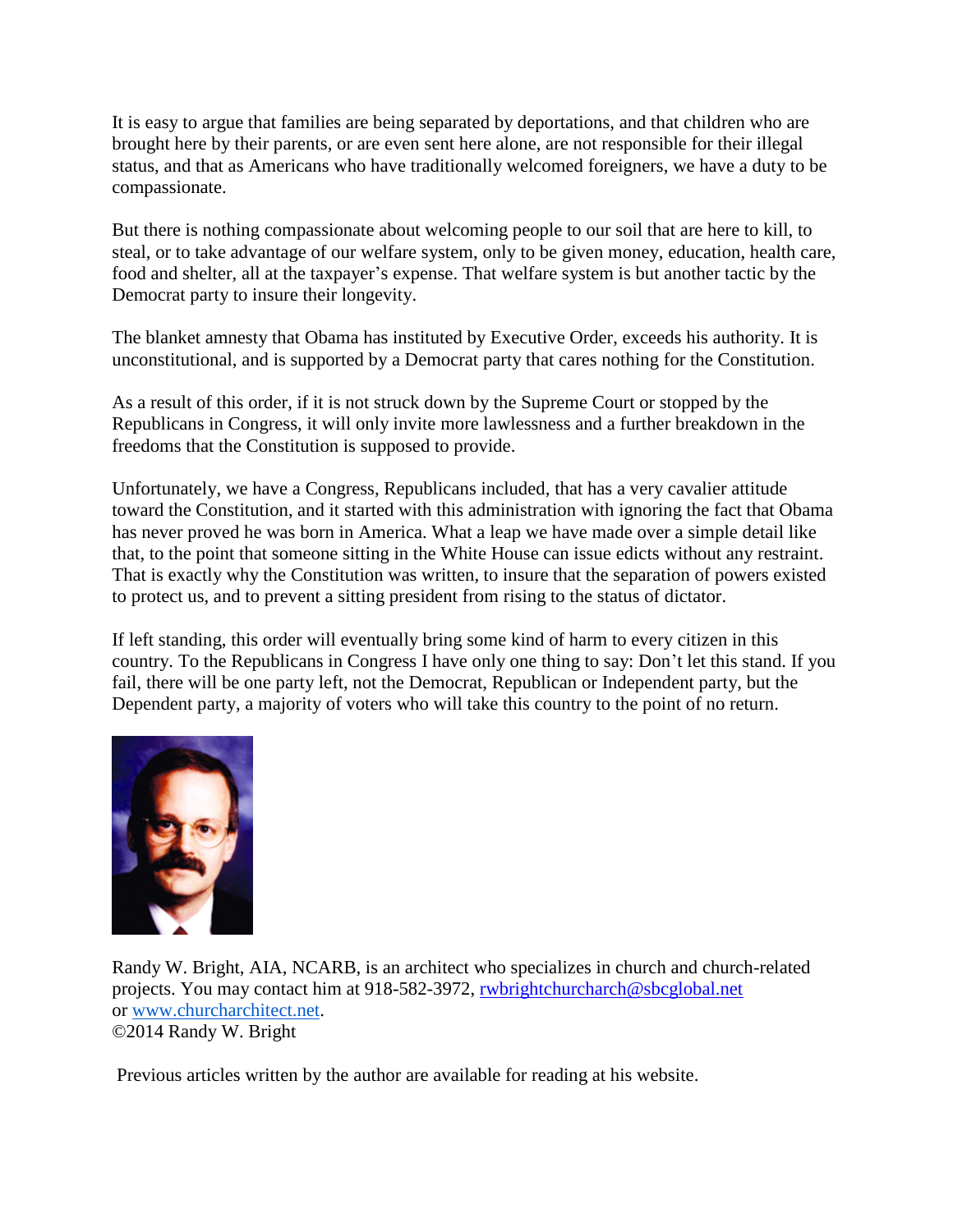It is easy to argue that families are being separated by deportations, and that children who are brought here by their parents, or are even sent here alone, are not responsible for their illegal status, and that as Americans who have traditionally welcomed foreigners, we have a duty to be compassionate.

But there is nothing compassionate about welcoming people to our soil that are here to kill, to steal, or to take advantage of our welfare system, only to be given money, education, health care, food and shelter, all at the taxpayer's expense. That welfare system is but another tactic by the Democrat party to insure their longevity.

The blanket amnesty that Obama has instituted by Executive Order, exceeds his authority. It is unconstitutional, and is supported by a Democrat party that cares nothing for the Constitution.

As a result of this order, if it is not struck down by the Supreme Court or stopped by the Republicans in Congress, it will only invite more lawlessness and a further breakdown in the freedoms that the Constitution is supposed to provide.

Unfortunately, we have a Congress, Republicans included, that has a very cavalier attitude toward the Constitution, and it started with this administration with ignoring the fact that Obama has never proved he was born in America. What a leap we have made over a simple detail like that, to the point that someone sitting in the White House can issue edicts without any restraint. That is exactly why the Constitution was written, to insure that the separation of powers existed to protect us, and to prevent a sitting president from rising to the status of dictator.

If left standing, this order will eventually bring some kind of harm to every citizen in this country. To the Republicans in Congress I have only one thing to say: Don't let this stand. If you fail, there will be one party left, not the Democrat, Republican or Independent party, but the Dependent party, a majority of voters who will take this country to the point of no return.

Randy W. Bright, AIA, NCARB, is an architect who specializes in church and church-related projects. You may contact him at 918-582-3972, [rwbrightchurcharch@sbcglobal.net](mailto:rwbrightchurcharch@sbcglobal.net) or [www.churcharchitect.net](http://www.churcharchitect.net).
©2014 Randy W. Bright

Previous articles written by the author are available for reading at his website.